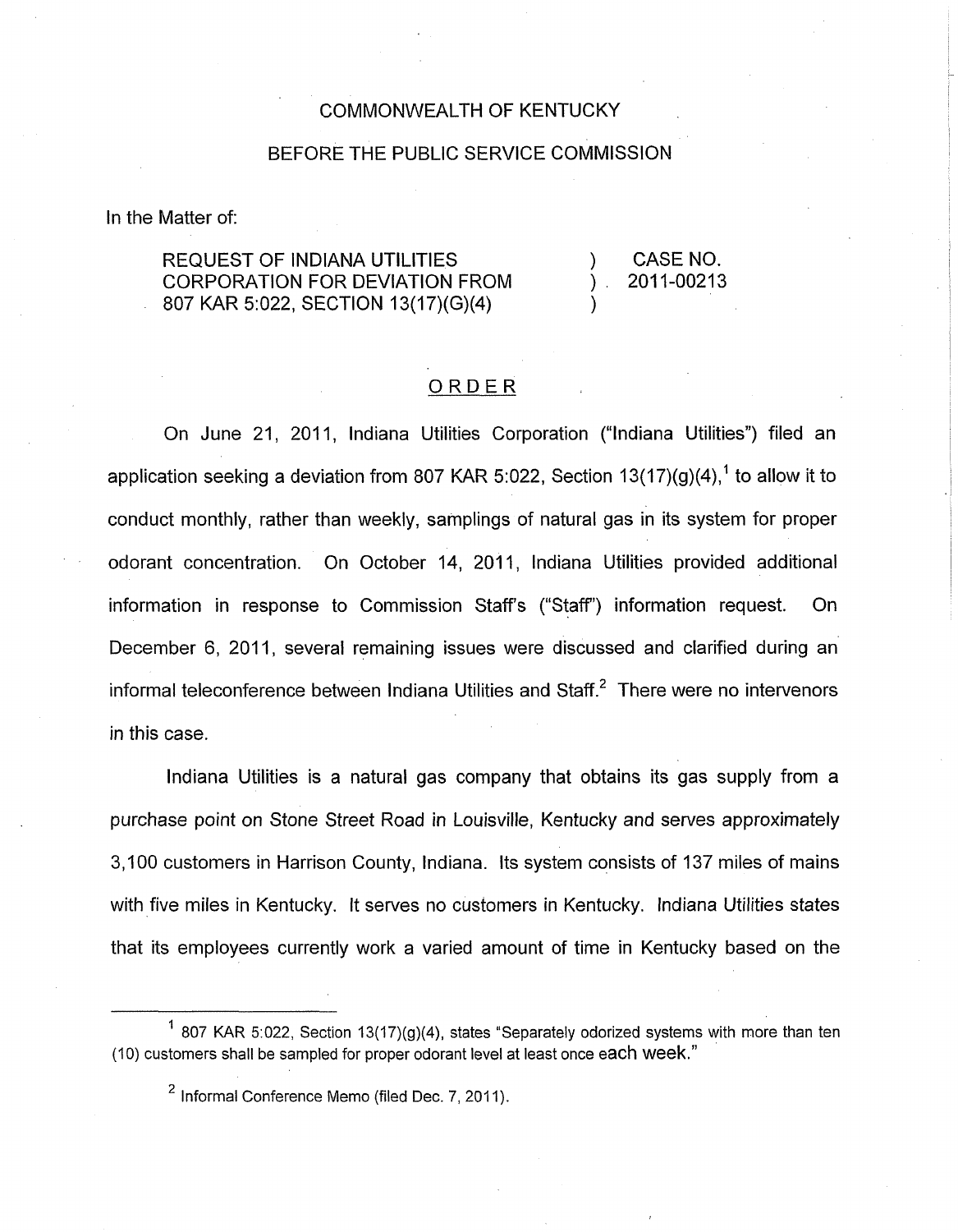COMMONWEALTH OF KENTUCKY

BEFORE THE PUBLIC SERVICE COMMISSION

In the Matter of:

| | | |
|---|---|---|
| REQUEST OF INDIANA UTILITIES CORPORATION FOR DEVIATION FROM 807 KAR 5:022, SECTION 13(17)(G)(4) | ) ) ) | CASE NO. 2011-00213 |

ORDER

On June 21, 2011, Indiana Utilities Corporation ("Indiana Utilities") filed an application seeking a deviation from 807 KAR 5:022, Section 13(17)(g)(4),[1] to allow it to conduct monthly, rather than weekly, samplings of natural gas in its system for proper odorant concentration. On October 14, 2011, Indiana Utilities provided additional information in response to Commission Staff's ("Staff") information request. On December 6, 2011, several remaining issues were discussed and clarified during an informal teleconference between Indiana Utilities and Staff.[2] There were no intervenors in this case.

Indiana Utilities is a natural gas company that obtains its gas supply from a purchase point on Stone Street Road in Louisville, Kentucky and serves approximately 3,100 customers in Harrison County, Indiana. Its system consists of 137 miles of mains with five miles in Kentucky. It serves no customers in Kentucky. Indiana Utilities states that its employees currently work a varied amount of time in Kentucky based on the

---

[1] 807 KAR 5:022, Section 13(17)(g)(4), states "Separately odorized systems with more than ten (10) customers shall be sampled for proper odorant level at least once each week."

[2] Informal Conference Memo (filed Dec. 7, 2011).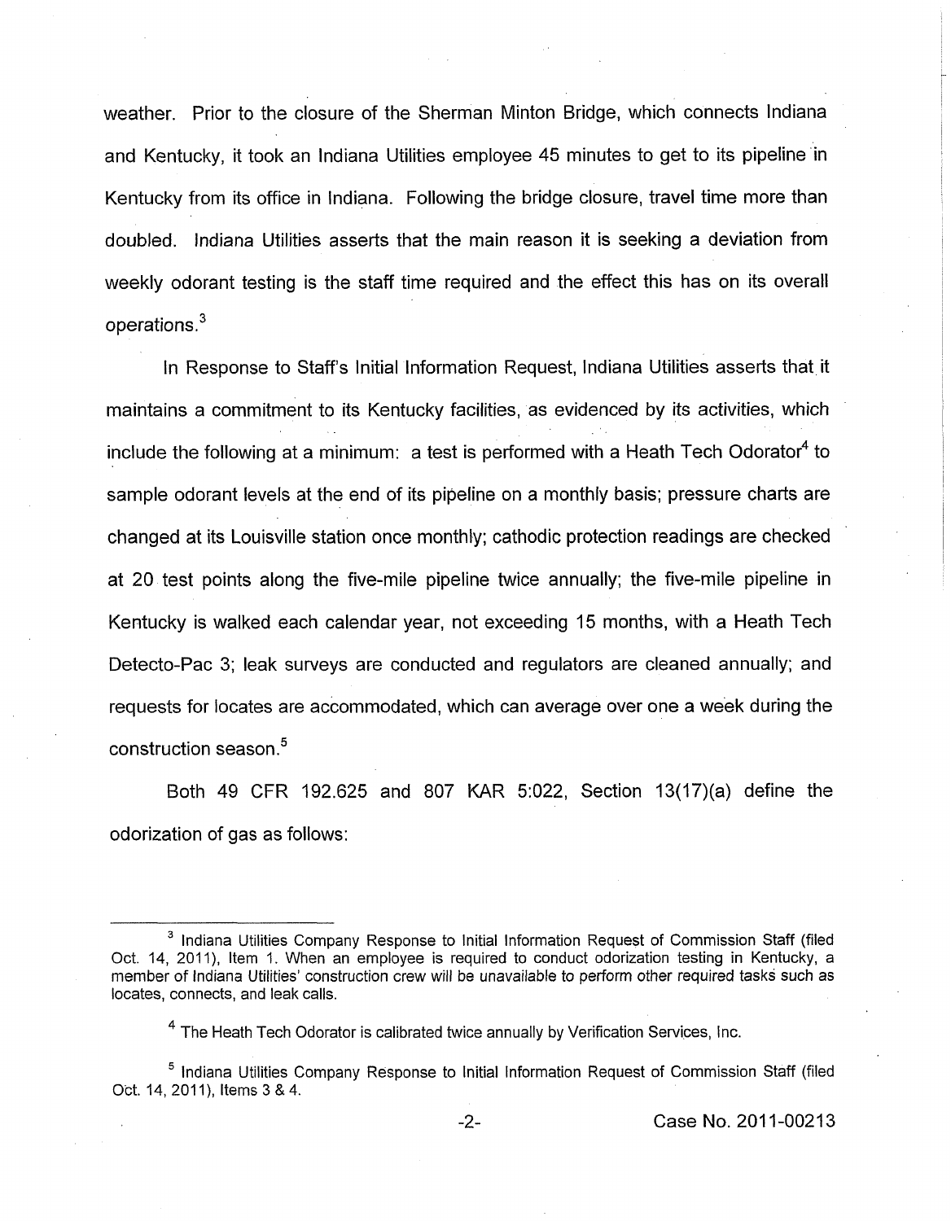weather. Prior to the closure of the Sherman Minton Bridge, which connects Indiana and Kentucky, it took an Indiana Utilities employee 45 minutes to get to its pipeline in Kentucky from its office in Indiana. Following the bridge closure, travel time more than doubled. Indiana Utilities asserts that the main reason it is seeking a deviation from weekly odorant testing is the staff time required and the effect this has on its overall operations.[3]

In Response to Staff's Initial Information Request, Indiana Utilities asserts that it maintains a commitment to its Kentucky facilities, as evidenced by its activities, which include the following at a minimum: a test is performed with a Heath Tech Odorator[4] to sample odorant levels at the end of its pipeline on a monthly basis; pressure charts are changed at its Louisville station once monthly; cathodic protection readings are checked at 20 test points along the five-mile pipeline twice annually; the five-mile pipeline in Kentucky is walked each calendar year, not exceeding 15 months, with a Heath Tech Detecto-Pac 3; leak surveys are conducted and regulators are cleaned annually; and requests for locates are accommodated, which can average over one a week during the construction season.[5]

Both 49 CFR 192.625 and 807 KAR 5:022, Section 13(17)(a) define the odorization of gas as follows:

---

[3] Indiana Utilities Company Response to Initial Information Request of Commission Staff (filed Oct. 14, 2011), Item 1. When an employee is required to conduct odorization testing in Kentucky, a member of Indiana Utilities' construction crew will be unavailable to perform other required tasks such as locates, connects, and leak calls.

[4] The Heath Tech Odorator is calibrated twice annually by Verification Services, Inc.

[5] Indiana Utilities Company Response to Initial Information Request of Commission Staff (filed Oct. 14, 2011), Items 3 & 4.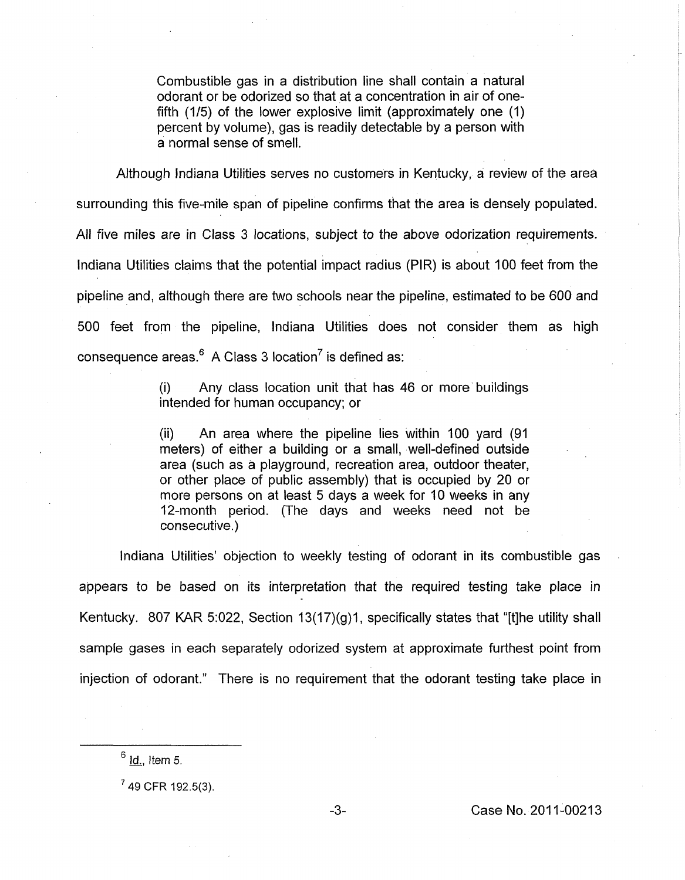> Combustible gas in a distribution line shall contain a natural odorant or be odorized so that at a concentration in air of one-fifth (1/5) of the lower explosive limit (approximately one (1) percent by volume), gas is readily detectable by a person with a normal sense of smell.

Although Indiana Utilities serves no customers in Kentucky, a review of the area surrounding this five-mile span of pipeline confirms that the area is densely populated. All five miles are in Class 3 locations, subject to the above odorization requirements. Indiana Utilities claims that the potential impact radius (PIR) is about 100 feet from the pipeline and, although there are two schools near the pipeline, estimated to be 600 and 500 feet from the pipeline, Indiana Utilities does not consider them as high consequence areas.[6] A Class 3 location[7] is defined as:

> (i) Any class location unit that has 46 or more buildings intended for human occupancy; or
>
> (ii) An area where the pipeline lies within 100 yard (91 meters) of either a building or a small, well-defined outside area (such as a playground, recreation area, outdoor theater, or other place of public assembly) that is occupied by 20 or more persons on at least 5 days a week for 10 weeks in any 12-month period. (The days and weeks need not be consecutive.)

Indiana Utilities' objection to weekly testing of odorant in its combustible gas appears to be based on its interpretation that the required testing take place in Kentucky. 807 KAR 5:022, Section 13(17)(g)1, specifically states that "[t]he utility shall sample gases in each separately odorized system at approximate furthest point from injection of odorant." There is no requirement that the odorant testing take place in

---

[6] Id., Item 5.

[7] 49 CFR 192.5(3).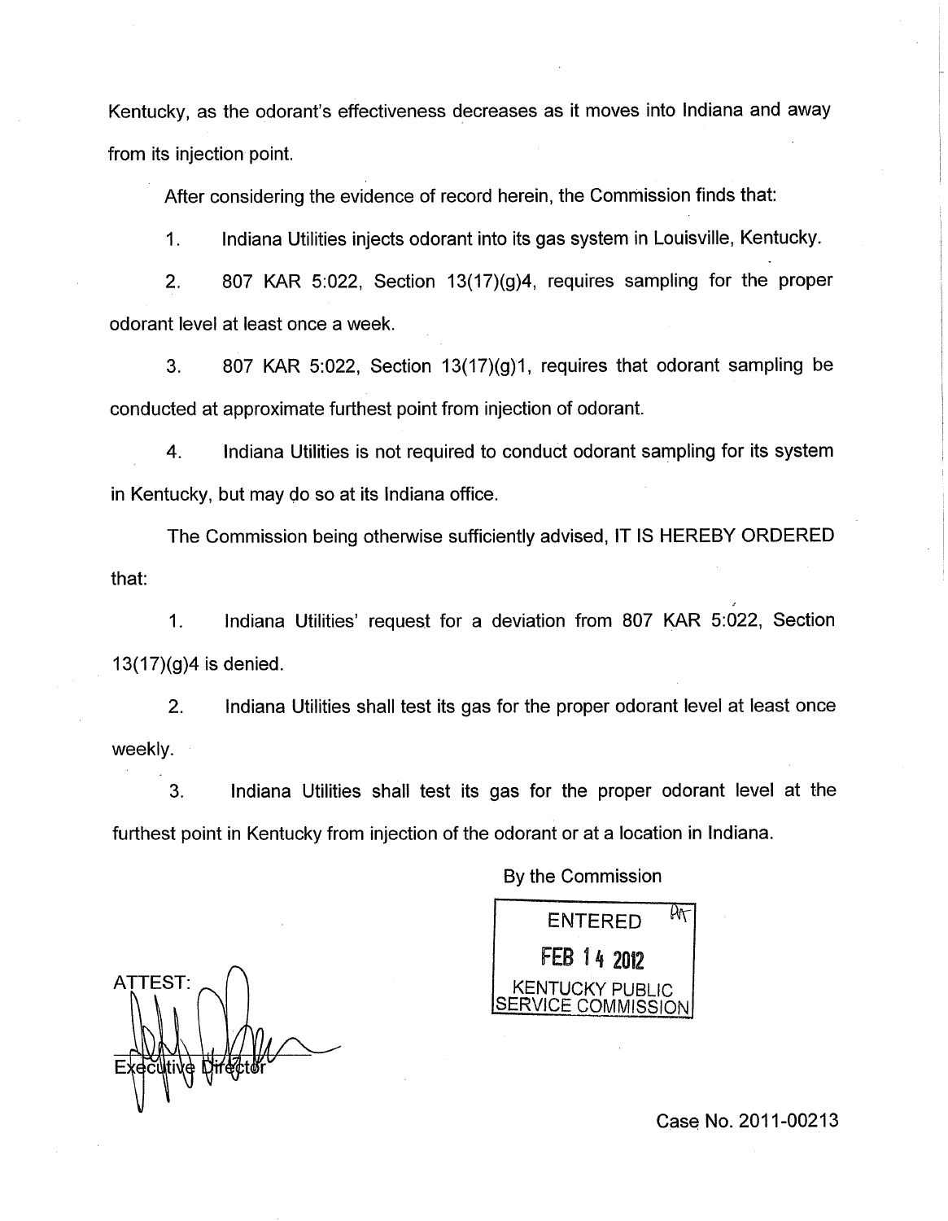Kentucky, as the odorant's effectiveness decreases as it moves into Indiana and away from its injection point.

After considering the evidence of record herein, the Commission finds that:

1. Indiana Utilities injects odorant into its gas system in Louisville, Kentucky.

2. 807 KAR 5:022, Section 13(17)(g)4, requires sampling for the proper odorant level at least once a week.

3. 807 KAR 5:022, Section 13(17)(g)1, requires that odorant sampling be conducted at approximate furthest point from injection of odorant.

4. Indiana Utilities is not required to conduct odorant sampling for its system in Kentucky, but may do so at its Indiana office.

The Commission being otherwise sufficiently advised, IT IS HEREBY ORDERED that:

1. Indiana Utilities' request for a deviation from 807 KAR 5:022, Section 13(17)(g)4 is denied.

2. Indiana Utilities shall test its gas for the proper odorant level at least once weekly.

3. Indiana Utilities shall test its gas for the proper odorant level at the furthest point in Kentucky from injection of the odorant or at a location in Indiana.

By the Commission

ENTERED
FEB 14 2012
KENTUCKY PUBLIC SERVICE COMMISSION

ATTEST:

Executive Director

Case No. 2011-00213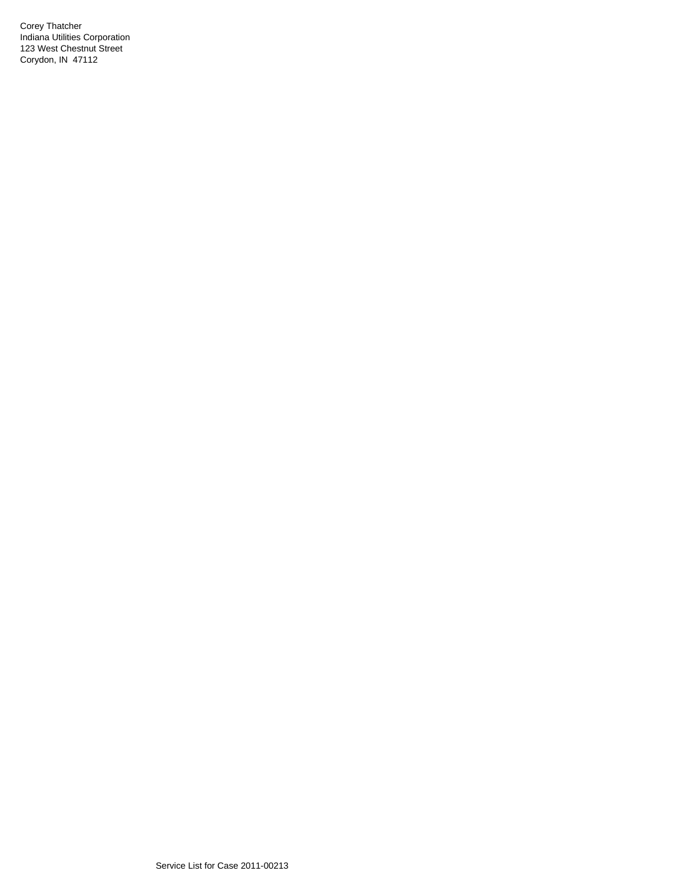Corey Thatcher
Indiana Utilities Corporation
123 West Chestnut Street
Corydon, IN  47112